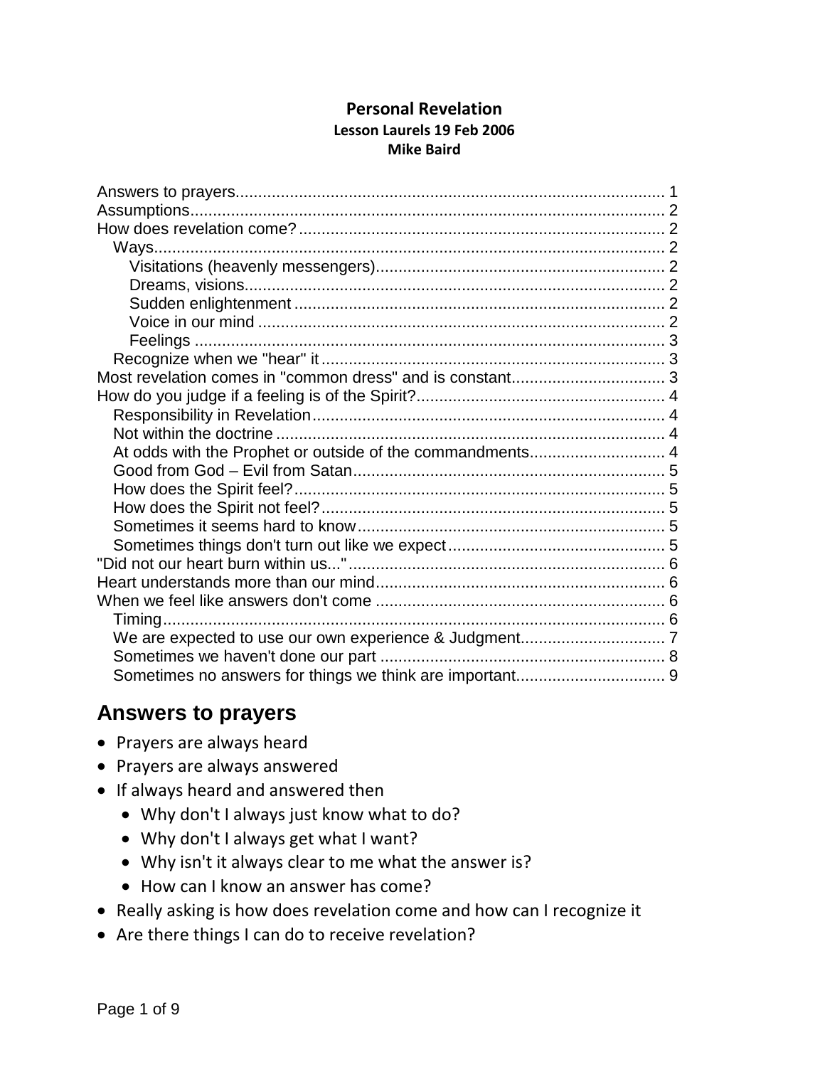**Personal Revelation**
**Lesson Laurels 19 Feb 2006**
**Mike Baird**

Answers to prayers ........ 1
Assumptions ........ 2
How does revelation come? ........ 2
  Ways ........ 2
    Visitations (heavenly messengers) ........ 2
    Dreams, visions ........ 2
    Sudden enlightenment ........ 2
    Voice in our mind ........ 2
    Feelings ........ 3
  Recognize when we "hear" it ........ 3
Most revelation comes in "common dress" and is constant ........ 3
How do you judge if a feeling is of the Spirit? ........ 4
  Responsibility in Revelation ........ 4
  Not within the doctrine ........ 4
  At odds with the Prophet or outside of the commandments ........ 4
  Good from God – Evil from Satan ........ 5
  How does the Spirit feel? ........ 5
  How does the Spirit not feel? ........ 5
  Sometimes it seems hard to know ........ 5
  Sometimes things don't turn out like we expect ........ 5
"Did not our heart burn within us..." ........ 6
Heart understands more than our mind ........ 6
When we feel like answers don't come ........ 6
  Timing ........ 6
  We are expected to use our own experience & Judgment ........ 7
  Sometimes we haven't done our part ........ 8
  Sometimes no answers for things we think are important ........ 9

## Answers to prayers

- Prayers are always heard
- Prayers are always answered
- If always heard and answered then
  - Why don't I always just know what to do?
  - Why don't I always get what I want?
  - Why isn't it always clear to me what the answer is?
  - How can I know an answer has come?
- Really asking is how does revelation come and how can I recognize it
- Are there things I can do to receive revelation?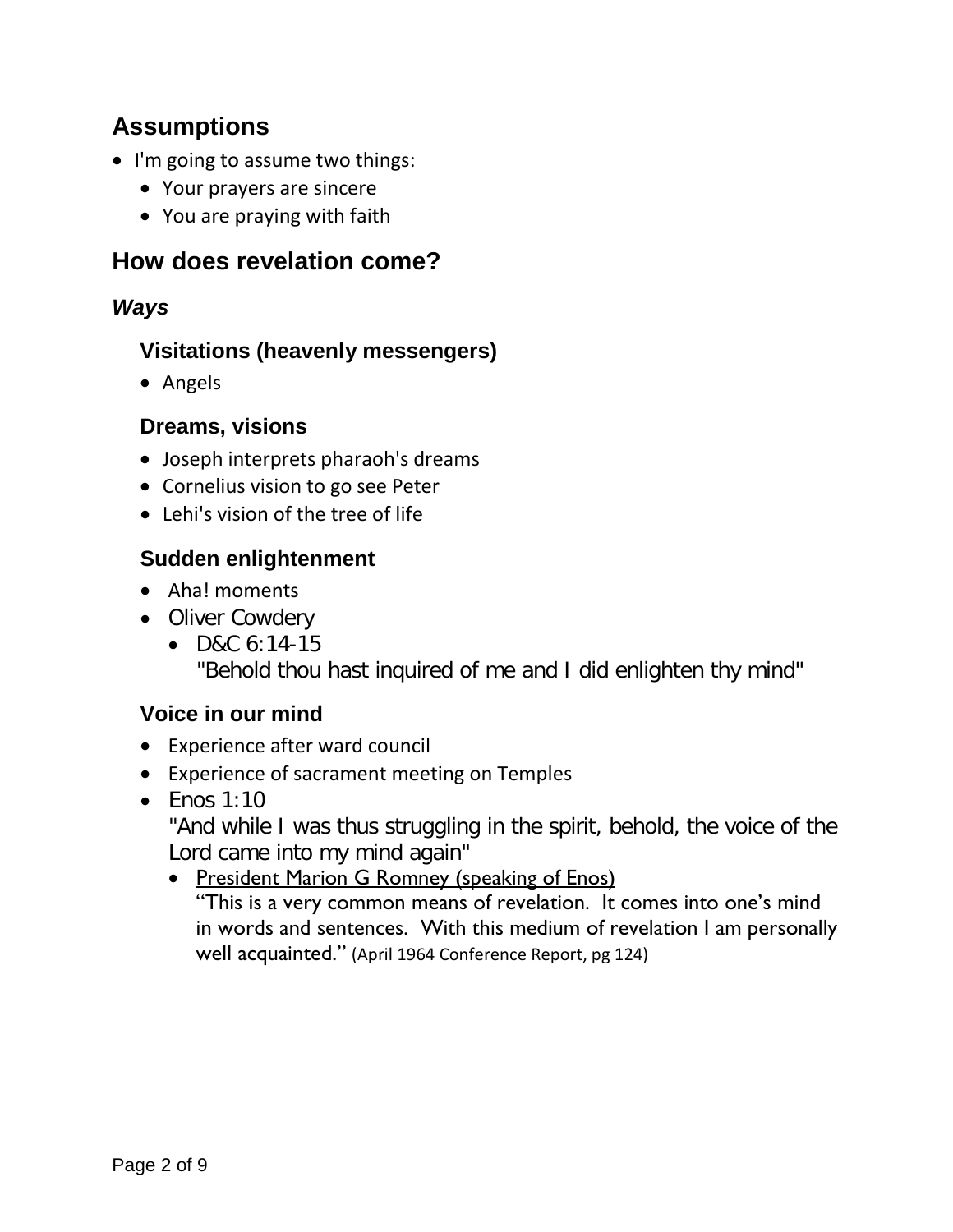## Assumptions

- I'm going to assume two things:
  - Your prayers are sincere
  - You are praying with faith

## How does revelation come?

### *Ways*

#### Visitations (heavenly messengers)

- Angels

#### Dreams, visions

- Joseph interprets pharaoh's dreams
- Cornelius vision to go see Peter
- Lehi's vision of the tree of life

#### Sudden enlightenment

- Aha! moments
- Oliver Cowdery
  - D&C 6:14-15  
    "Behold thou hast inquired of me and I did enlighten thy mind"

#### Voice in our mind

- Experience after ward council
- Experience of sacrament meeting on Temples
- Enos 1:10  
  "And while I was thus struggling in the spirit, behold, the voice of the Lord came into my mind again"
  - President Marion G Romney (speaking of Enos)  
    "This is a very common means of revelation. It comes into one's mind in words and sentences. With this medium of revelation I am personally well acquainted." (April 1964 Conference Report, pg 124)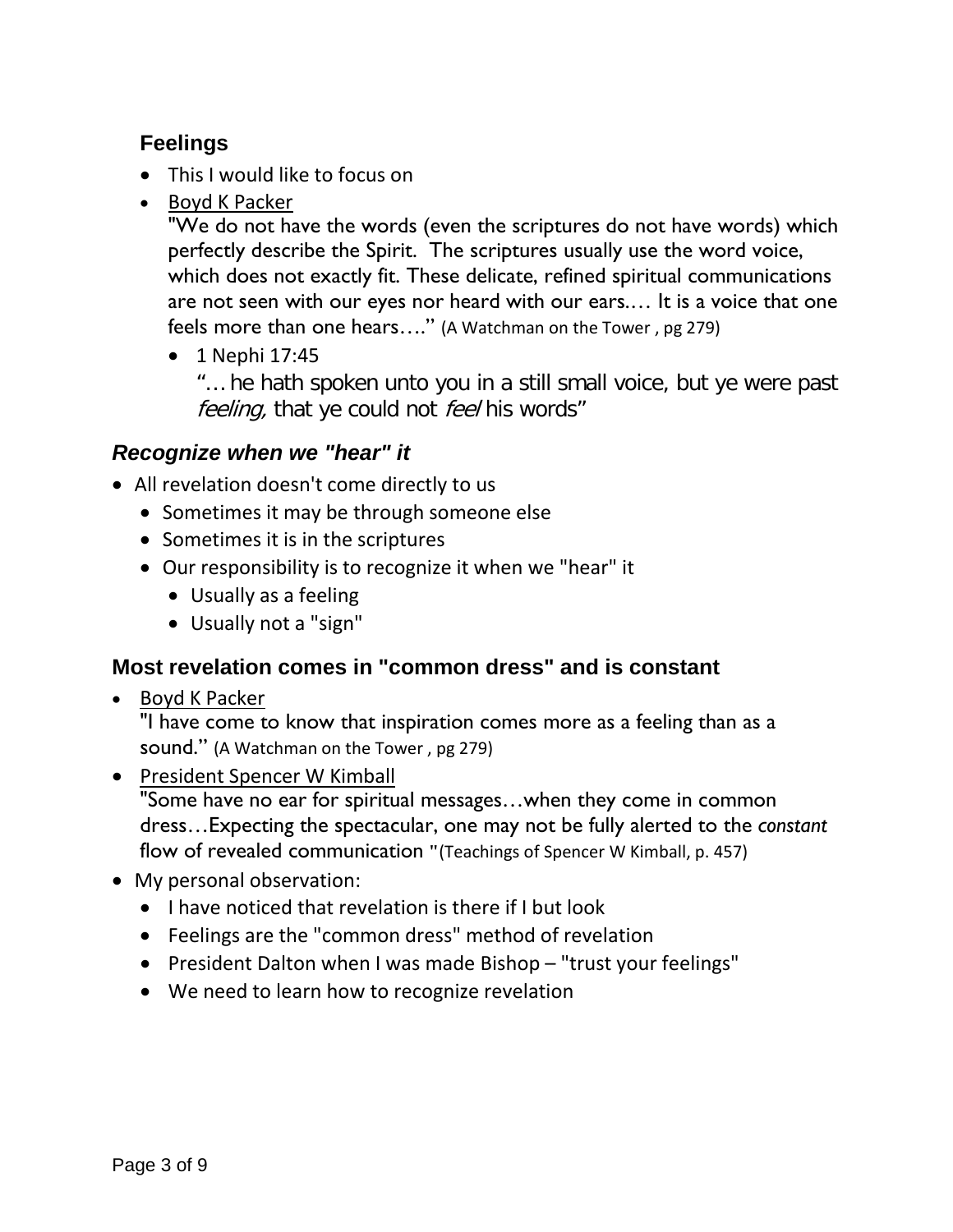## Feelings

- This I would like to focus on
- Boyd K Packer
  "We do not have the words (even the scriptures do not have words) which perfectly describe the Spirit. The scriptures usually use the word voice, which does not exactly fit. These delicate, refined spiritual communications are not seen with our eyes nor heard with our ears.… It is a voice that one feels more than one hears…." (A Watchman on the Tower , pg 279)
  - 1 Nephi 17:45
    "… he hath spoken unto you in a still small voice, but ye were past *feeling,* that ye could not *feel* his words"

### *Recognize when we "hear" it*

- All revelation doesn't come directly to us
  - Sometimes it may be through someone else
  - Sometimes it is in the scriptures
  - Our responsibility is to recognize it when we "hear" it
    - Usually as a feeling
    - Usually not a "sign"

### Most revelation comes in "common dress" and is constant

- Boyd K Packer
  "I have come to know that inspiration comes more as a feeling than as a sound." (A Watchman on the Tower , pg 279)
- President Spencer W Kimball
  "Some have no ear for spiritual messages…when they come in common dress…Expecting the spectacular, one may not be fully alerted to the *constant* flow of revealed communication "(Teachings of Spencer W Kimball, p. 457)
- My personal observation:
  - I have noticed that revelation is there if I but look
  - Feelings are the "common dress" method of revelation
  - President Dalton when I was made Bishop – "trust your feelings"
  - We need to learn how to recognize revelation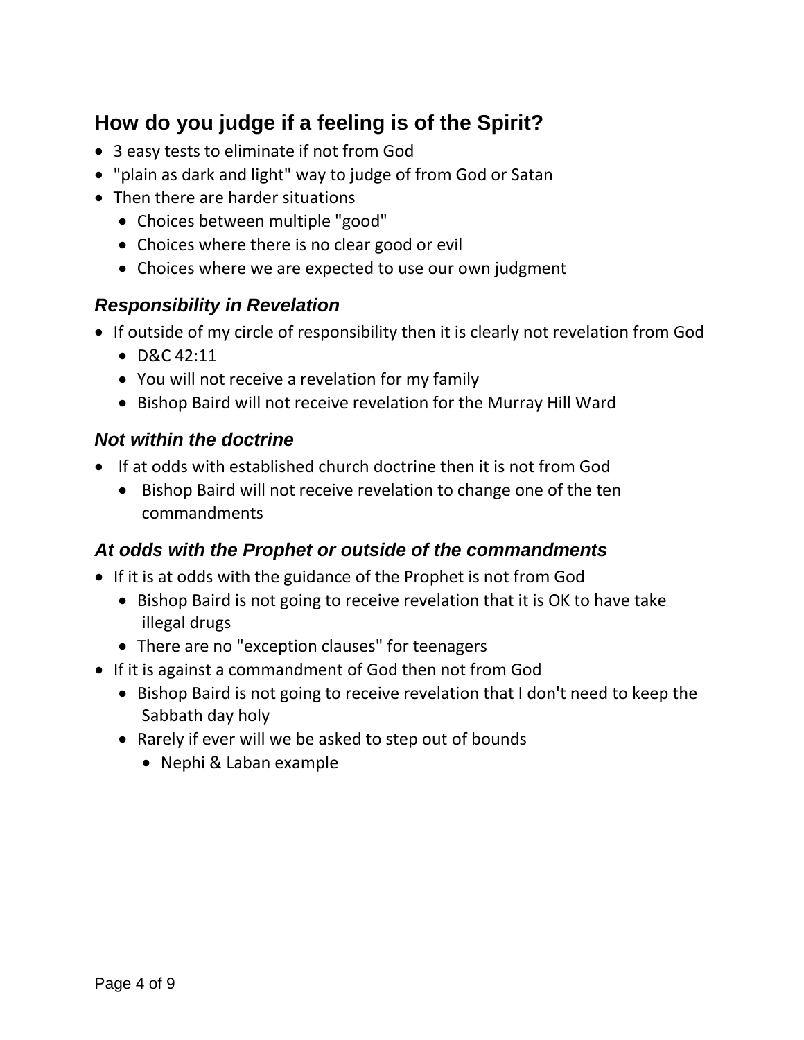## How do you judge if a feeling is of the Spirit?

- 3 easy tests to eliminate if not from God
- "plain as dark and light" way to judge of from God or Satan
- Then there are harder situations
  - Choices between multiple "good"
  - Choices where there is no clear good or evil
  - Choices where we are expected to use our own judgment

### *Responsibility in Revelation*

- If outside of my circle of responsibility then it is clearly not revelation from God
  - D&C 42:11
  - You will not receive a revelation for my family
  - Bishop Baird will not receive revelation for the Murray Hill Ward

### *Not within the doctrine*

- If at odds with established church doctrine then it is not from God
  - Bishop Baird will not receive revelation to change one of the ten commandments

### *At odds with the Prophet or outside of the commandments*

- If it is at odds with the guidance of the Prophet is not from God
  - Bishop Baird is not going to receive revelation that it is OK to have take illegal drugs
  - There are no "exception clauses" for teenagers
- If it is against a commandment of God then not from God
  - Bishop Baird is not going to receive revelation that I don't need to keep the Sabbath day holy
  - Rarely if ever will we be asked to step out of bounds
    - Nephi & Laban example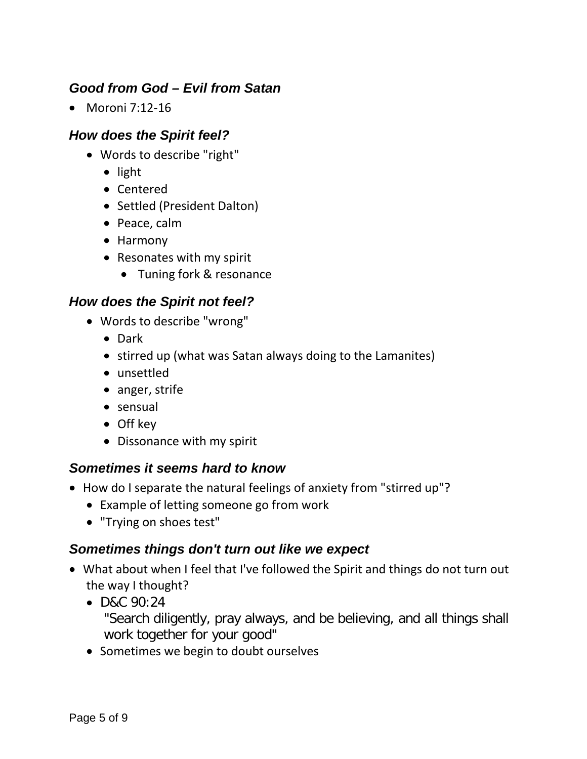### *Good from God – Evil from Satan*

- Moroni 7:12-16

### *How does the Spirit feel?*

- Words to describe "right"
  - light
  - Centered
  - Settled (President Dalton)
  - Peace, calm
  - Harmony
  - Resonates with my spirit
    - Tuning fork & resonance

### *How does the Spirit not feel?*

- Words to describe "wrong"
  - Dark
  - stirred up (what was Satan always doing to the Lamanites)
  - unsettled
  - anger, strife
  - sensual
  - Off key
  - Dissonance with my spirit

### *Sometimes it seems hard to know*

- How do I separate the natural feelings of anxiety from "stirred up"?
  - Example of letting someone go from work
  - "Trying on shoes test"

### *Sometimes things don't turn out like we expect*

- What about when I feel that I've followed the Spirit and things do not turn out the way I thought?
  - D&C 90:24
    "Search diligently, pray always, and be believing, and all things shall work together for your good"
  - Sometimes we begin to doubt ourselves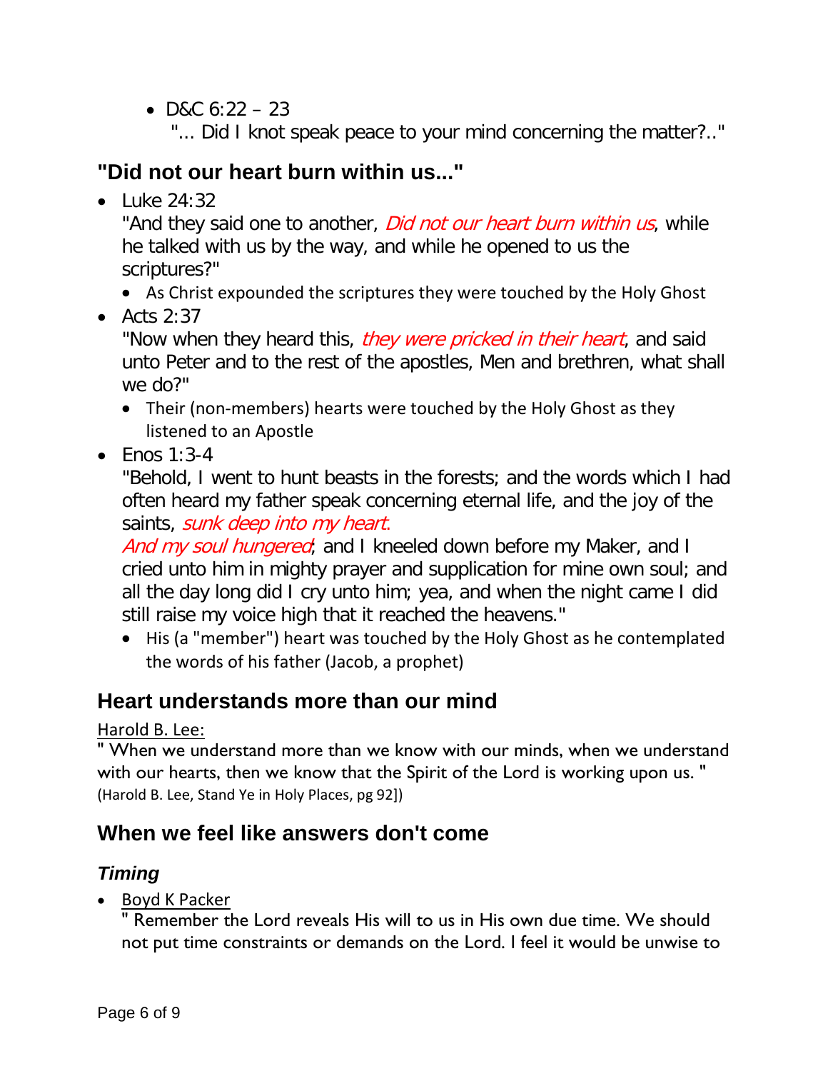- D&C 6:22 – 23
  "... Did I knot speak peace to your mind concerning the matter?.."

## "Did not our heart burn within us..."

- Luke 24:32
  "And they said one to another, *Did not our heart burn within us*, while he talked with us by the way, and while he opened to us the scriptures?"
  - As Christ expounded the scriptures they were touched by the Holy Ghost
- Acts 2:37
  "Now when they heard this, *they were pricked in their heart*, and said unto Peter and to the rest of the apostles, Men and brethren, what shall we do?"
  - Their (non-members) hearts were touched by the Holy Ghost as they listened to an Apostle
- Enos 1:3-4
  "Behold, I went to hunt beasts in the forests; and the words which I had often heard my father speak concerning eternal life, and the joy of the saints, *sunk deep into my heart*.
  *And my soul hungered*; and I kneeled down before my Maker, and I cried unto him in mighty prayer and supplication for mine own soul; and all the day long did I cry unto him; yea, and when the night came I did still raise my voice high that it reached the heavens."
  - His (a "member") heart was touched by the Holy Ghost as he contemplated the words of his father (Jacob, a prophet)

## Heart understands more than our mind

Harold B. Lee:
" When we understand more than we know with our minds, when we understand with our hearts, then we know that the Spirit of the Lord is working upon us. "
(Harold B. Lee, Stand Ye in Holy Places, pg 92])

## When we feel like answers don't come

### *Timing*

- Boyd K Packer
  " Remember the Lord reveals His will to us in His own due time. We should not put time constraints or demands on the Lord. I feel it would be unwise to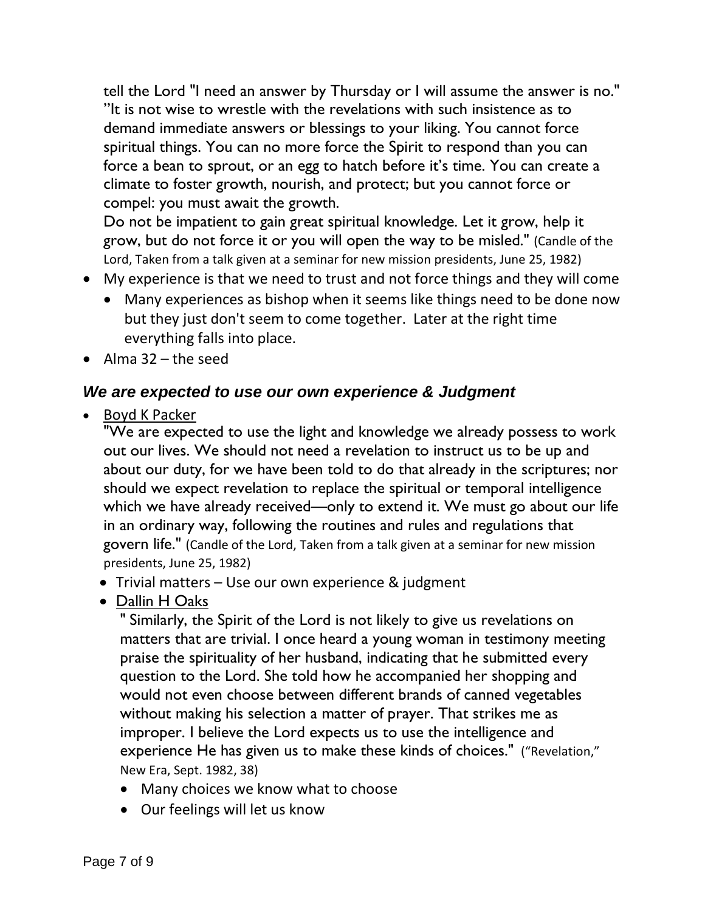tell the Lord "I need an answer by Thursday or I will assume the answer is no." "It is not wise to wrestle with the revelations with such insistence as to demand immediate answers or blessings to your liking. You cannot force spiritual things. You can no more force the Spirit to respond than you can force a bean to sprout, or an egg to hatch before it's time. You can create a climate to foster growth, nourish, and protect; but you cannot force or compel: you must await the growth.
Do not be impatient to gain great spiritual knowledge. Let it grow, help it grow, but do not force it or you will open the way to be misled." (Candle of the Lord, Taken from a talk given at a seminar for new mission presidents, June 25, 1982)

- My experience is that we need to trust and not force things and they will come
  - Many experiences as bishop when it seems like things need to be done now but they just don't seem to come together. Later at the right time everything falls into place.
- Alma 32 – the seed

### *We are expected to use our own experience & Judgment*

- Boyd K Packer

  "We are expected to use the light and knowledge we already possess to work out our lives. We should not need a revelation to instruct us to be up and about our duty, for we have been told to do that already in the scriptures; nor should we expect revelation to replace the spiritual or temporal intelligence which we have already received—only to extend it. We must go about our life in an ordinary way, following the routines and rules and regulations that govern life." (Candle of the Lord, Taken from a talk given at a seminar for new mission presidents, June 25, 1982)
  - Trivial matters – Use our own experience & judgment
  - Dallin H Oaks

    " Similarly, the Spirit of the Lord is not likely to give us revelations on matters that are trivial. I once heard a young woman in testimony meeting praise the spirituality of her husband, indicating that he submitted every question to the Lord. She told how he accompanied her shopping and would not even choose between different brands of canned vegetables without making his selection a matter of prayer. That strikes me as improper. I believe the Lord expects us to use the intelligence and experience He has given us to make these kinds of choices." ("Revelation," New Era, Sept. 1982, 38)
    - Many choices we know what to choose
    - Our feelings will let us know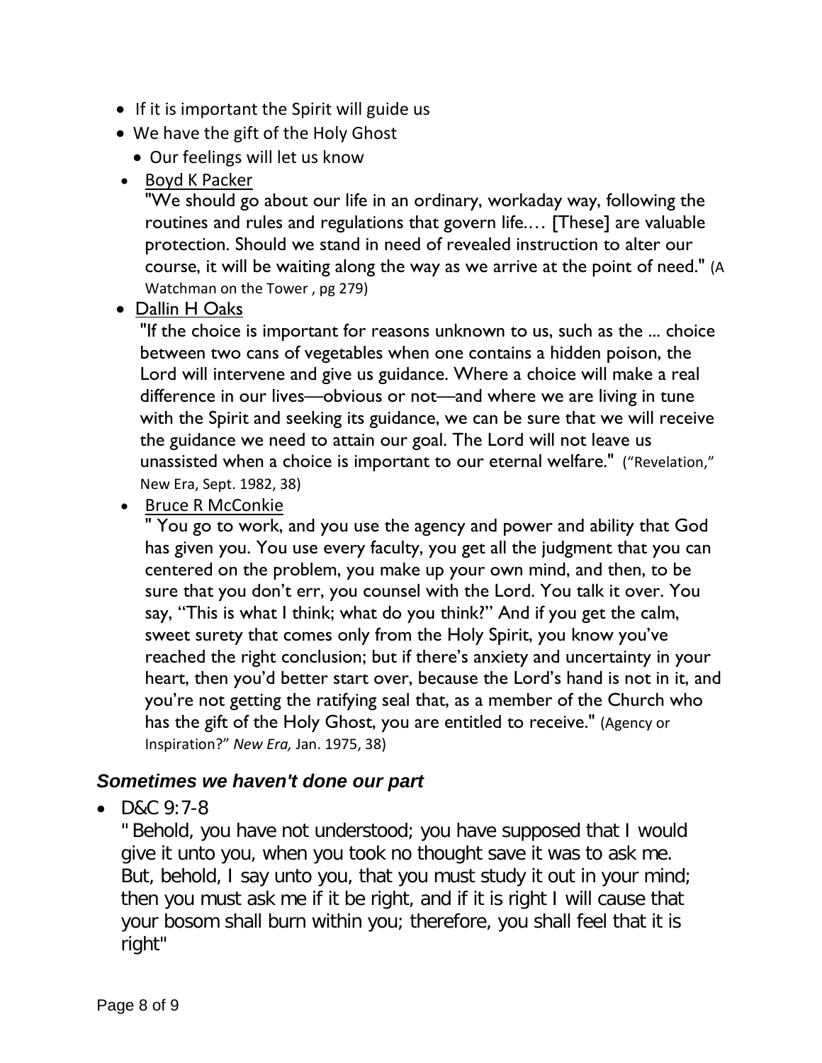- If it is important the Spirit will guide us
- We have the gift of the Holy Ghost
  - Our feelings will let us know
- Boyd K Packer

  "We should go about our life in an ordinary, workaday way, following the routines and rules and regulations that govern life.… [These] are valuable protection. Should we stand in need of revealed instruction to alter our course, it will be waiting along the way as we arrive at the point of need." (A Watchman on the Tower , pg 279)
- Dallin H Oaks

  "If the choice is important for reasons unknown to us, such as the ... choice between two cans of vegetables when one contains a hidden poison, the Lord will intervene and give us guidance. Where a choice will make a real difference in our lives—obvious or not—and where we are living in tune with the Spirit and seeking its guidance, we can be sure that we will receive the guidance we need to attain our goal. The Lord will not leave us unassisted when a choice is important to our eternal welfare." ("Revelation," New Era, Sept. 1982, 38)
- Bruce R McConkie

  " You go to work, and you use the agency and power and ability that God has given you. You use every faculty, you get all the judgment that you can centered on the problem, you make up your own mind, and then, to be sure that you don't err, you counsel with the Lord. You talk it over. You say, "This is what I think; what do you think?" And if you get the calm, sweet surety that comes only from the Holy Spirit, you know you've reached the right conclusion; but if there's anxiety and uncertainty in your heart, then you'd better start over, because the Lord's hand is not in it, and you're not getting the ratifying seal that, as a member of the Church who has the gift of the Holy Ghost, you are entitled to receive." (Agency or Inspiration?" *New Era,* Jan. 1975, 38)

### *Sometimes we haven't done our part*

- D&C 9:7-8

  " Behold, you have not understood; you have supposed that I would give it unto you, when you took no thought save it was to ask me. But, behold, I say unto you, that you must study it out in your mind; then you must ask me if it be right, and if it is right I will cause that your bosom shall burn within you; therefore, you shall feel that it is right"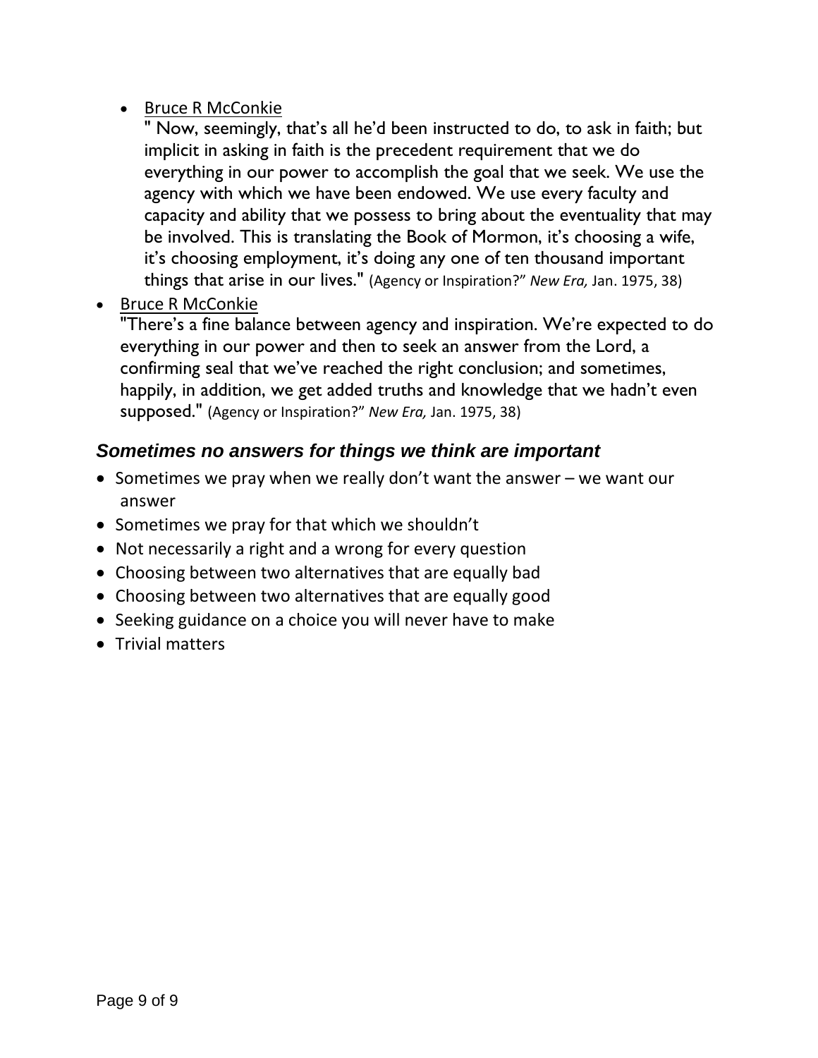- Bruce R McConkie

  " Now, seemingly, that's all he'd been instructed to do, to ask in faith; but implicit in asking in faith is the precedent requirement that we do everything in our power to accomplish the goal that we seek. We use the agency with which we have been endowed. We use every faculty and capacity and ability that we possess to bring about the eventuality that may be involved. This is translating the Book of Mormon, it's choosing a wife, it's choosing employment, it's doing any one of ten thousand important things that arise in our lives." (Agency or Inspiration?" *New Era,* Jan. 1975, 38)

- Bruce R McConkie

  "There's a fine balance between agency and inspiration. We're expected to do everything in our power and then to seek an answer from the Lord, a confirming seal that we've reached the right conclusion; and sometimes, happily, in addition, we get added truths and knowledge that we hadn't even supposed." (Agency or Inspiration?" *New Era,* Jan. 1975, 38)

### *Sometimes no answers for things we think are important*

- Sometimes we pray when we really don't want the answer – we want our answer
- Sometimes we pray for that which we shouldn't
- Not necessarily a right and a wrong for every question
- Choosing between two alternatives that are equally bad
- Choosing between two alternatives that are equally good
- Seeking guidance on a choice you will never have to make
- Trivial matters